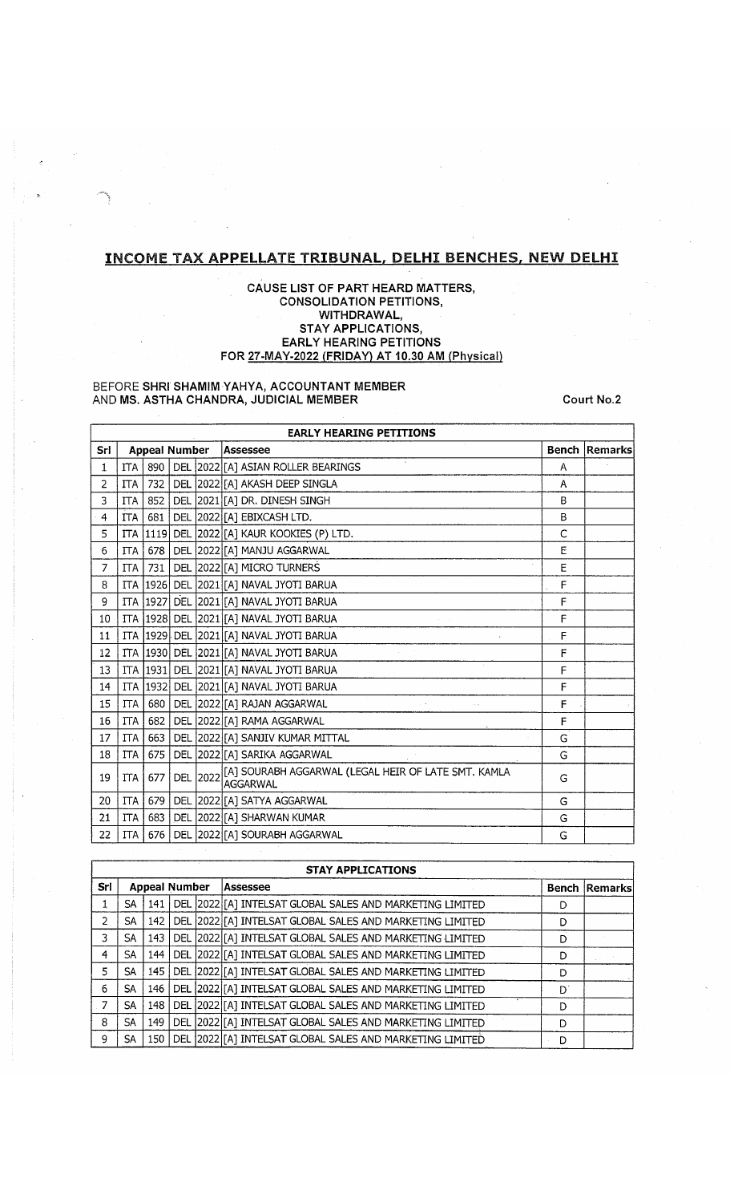# INCOME TAX APPELLATE TRIBUNAL, DELHI BENCHES, NEW DELHI

**CAUSE LIST OF PART HEARD MATTERS,**
**CONSOLIDATION PETITIONS,**
**WITHDRAWAL,**
**STAY APPLICATIONS,**
**EARLY HEARING PETITIONS**
**FOR 27-MAY-2022 (FRIDAY) AT 10.30 AM (Physical)**

BEFORE **SHRI SHAMIM YAHYA, ACCOUNTANT MEMBER**
AND **MS. ASTHA CHANDRA, JUDICIAL MEMBER**

**Court No.2**

**EARLY HEARING PETITIONS**

| Srl | Appeal Number | | | | Assessee | Bench | Remarks |
|---|---|---|---|---|---|---|---|
| 1 | ITA | 890 | DEL | 2022 | [A] ASIAN ROLLER BEARINGS | A | |
| 2 | ITA | 732 | DEL | 2022 | [A] AKASH DEEP SINGLA | A | |
| 3 | ITA | 852 | DEL | 2021 | [A] DR. DINESH SINGH | B | |
| 4 | ITA | 681 | DEL | 2022 | [A] EBIXCASH LTD. | B | |
| 5 | ITA | 1119 | DEL | 2022 | [A] KAUR KOOKIES (P) LTD. | C | |
| 6 | ITA | 678 | DEL | 2022 | [A] MANJU AGGARWAL | E | |
| 7 | ITA | 731 | DEL | 2022 | [A] MICRO TURNERS | E | |
| 8 | ITA | 1926 | DEL | 2021 | [A] NAVAL JYOTI BARUA | F | |
| 9 | ITA | 1927 | DEL | 2021 | [A] NAVAL JYOTI BARUA | F | |
| 10 | ITA | 1928 | DEL | 2021 | [A] NAVAL JYOTI BARUA | F | |
| 11 | ITA | 1929 | DEL | 2021 | [A] NAVAL JYOTI BARUA | F | |
| 12 | ITA | 1930 | DEL | 2021 | [A] NAVAL JYOTI BARUA | F | |
| 13 | ITA | 1931 | DEL | 2021 | [A] NAVAL JYOTI BARUA | F | |
| 14 | ITA | 1932 | DEL | 2021 | [A] NAVAL JYOTI BARUA | F | |
| 15 | ITA | 680 | DEL | 2022 | [A] RAJAN AGGARWAL | F | |
| 16 | ITA | 682 | DEL | 2022 | [A] RAMA AGGARWAL | F | |
| 17 | ITA | 663 | DEL | 2022 | [A] SANJIV KUMAR MITTAL | G | |
| 18 | ITA | 675 | DEL | 2022 | [A] SARIKA AGGARWAL | G | |
| 19 | ITA | 677 | DEL | 2022 | [A] SOURABH AGGARWAL (LEGAL HEIR OF LATE SMT. KAMLA AGGARWAL | G | |
| 20 | ITA | 679 | DEL | 2022 | [A] SATYA AGGARWAL | G | |
| 21 | ITA | 683 | DEL | 2022 | [A] SHARWAN KUMAR | G | |
| 22 | ITA | 676 | DEL | 2022 | [A] SOURABH AGGARWAL | G | |

**STAY APPLICATIONS**

| Srl | Appeal Number | | | | Assessee | Bench | Remarks |
|---|---|---|---|---|---|---|---|
| 1 | SA | 141 | DEL | 2022 | [A] INTELSAT GLOBAL SALES AND MARKETING LIMITED | D | |
| 2 | SA | 142 | DEL | 2022 | [A] INTELSAT GLOBAL SALES AND MARKETING LIMITED | D | |
| 3 | SA | 143 | DEL | 2022 | [A] INTELSAT GLOBAL SALES AND MARKETING LIMITED | D | |
| 4 | SA | 144 | DEL | 2022 | [A] INTELSAT GLOBAL SALES AND MARKETING LIMITED | D | |
| 5 | SA | 145 | DEL | 2022 | [A] INTELSAT GLOBAL SALES AND MARKETING LIMITED | D | |
| 6 | SA | 146 | DEL | 2022 | [A] INTELSAT GLOBAL SALES AND MARKETING LIMITED | D | |
| 7 | SA | 148 | DEL | 2022 | [A] INTELSAT GLOBAL SALES AND MARKETING LIMITED | D | |
| 8 | SA | 149 | DEL | 2022 | [A] INTELSAT GLOBAL SALES AND MARKETING LIMITED | D | |
| 9 | SA | 150 | DEL | 2022 | [A] INTELSAT GLOBAL SALES AND MARKETING LIMITED | D | |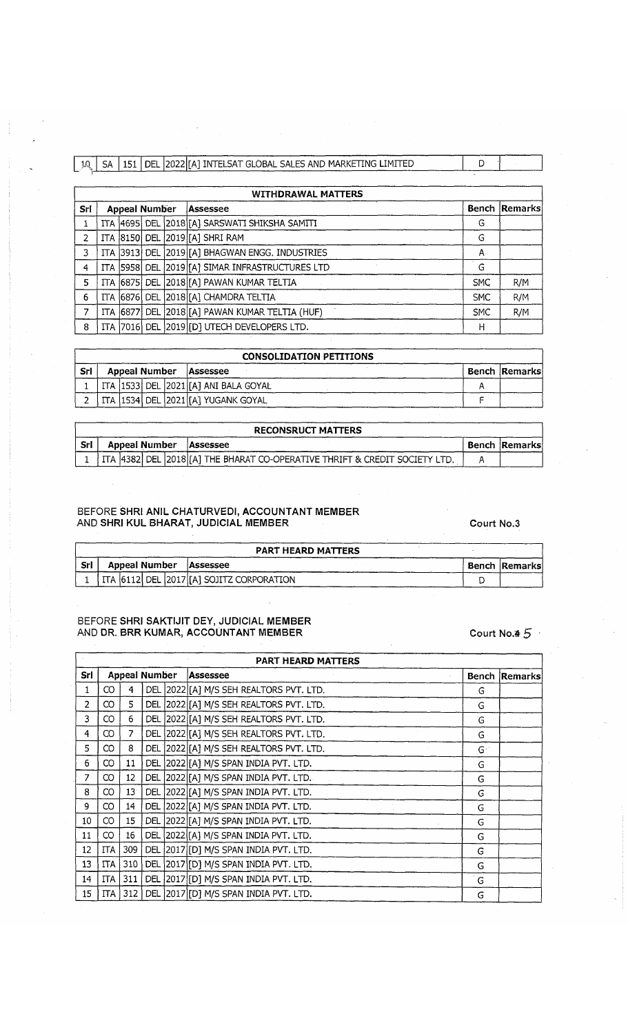| 10 | SA | 151 | DEL | 2022 | [A] INTELSAT GLOBAL SALES AND MARKETING LIMITED | D | |
|---|---|---|---|---|---|---|---|

| WITHDRAWAL MATTERS | | | | | | | |
|---|---|---|---|---|---|---|---|
| Srl | Appeal Number | | | | Assessee | Bench | Remarks |
| 1 | ITA | 4695 | DEL | 2018 | [A] SARSWATI SHIKSHA SAMITI | G | |
| 2 | ITA | 8150 | DEL | 2019 | [A] SHRI RAM | G | |
| 3 | ITA | 3913 | DEL | 2019 | [A] BHAGWAN ENGG. INDUSTRIES | A | |
| 4 | ITA | 5958 | DEL | 2019 | [A] SIMAR INFRASTRUCTURES LTD | G | |
| 5 | ITA | 6875 | DEL | 2018 | [A] PAWAN KUMAR TELTIA | SMC | R/M |
| 6 | ITA | 6876 | DEL | 2018 | [A] CHAMDRA TELTIA | SMC | R/M |
| 7 | ITA | 6877 | DEL | 2018 | [A] PAWAN KUMAR TELTIA (HUF) | SMC | R/M |
| 8 | ITA | 7016 | DEL | 2019 | [D] UTECH DEVELOPERS LTD. | H | |

| CONSOLIDATION PETITIONS | | | | | | | |
|---|---|---|---|---|---|---|---|
| Srl | Appeal Number | | | | Assessee | Bench | Remarks |
| 1 | ITA | 1533 | DEL | 2021 | [A] ANI BALA GOYAL | A | |
| 2 | ITA | 1534 | DEL | 2021 | [A] YUGANK GOYAL | F | |

| RECONSRUCT MATTERS | | | | | | | |
|---|---|---|---|---|---|---|---|
| Srl | Appeal Number | | | | Assessee | Bench | Remarks |
| 1 | ITA | 4382 | DEL | 2018 | [A] THE BHARAT CO-OPERATIVE THRIFT & CREDIT SOCIETY LTD. | A | |

**BEFORE SHRI ANIL CHATURVEDI, ACCOUNTANT MEMBER AND SHRI KUL BHARAT, JUDICIAL MEMBER**

**Court No.3**

| PART HEARD MATTERS | | | | | | | |
|---|---|---|---|---|---|---|---|
| Srl | Appeal Number | | | | Assessee | Bench | Remarks |
| 1 | ITA | 6112 | DEL | 2017 | [A] SOJITZ CORPORATION | D | |

**BEFORE SHRI SAKTIJIT DEY, JUDICIAL MEMBER AND DR. BRR KUMAR, ACCOUNTANT MEMBER**

**Court No.4 5**

| PART HEARD MATTERS | | | | | | | |
|---|---|---|---|---|---|---|---|
| Srl | Appeal Number | | | | Assessee | Bench | Remarks |
| 1 | CO | 4 | DEL | 2022 | [A] M/S SEH REALTORS PVT. LTD. | G | |
| 2 | CO | 5 | DEL | 2022 | [A] M/S SEH REALTORS PVT. LTD. | G | |
| 3 | CO | 6 | DEL | 2022 | [A] M/S SEH REALTORS PVT. LTD. | G | |
| 4 | CO | 7 | DEL | 2022 | [A] M/S SEH REALTORS PVT. LTD. | G | |
| 5 | CO | 8 | DEL | 2022 | [A] M/S SEH REALTORS PVT. LTD. | G | |
| 6 | CO | 11 | DEL | 2022 | [A] M/S SPAN INDIA PVT. LTD. | G | |
| 7 | CO | 12 | DEL | 2022 | [A] M/S SPAN INDIA PVT. LTD. | G | |
| 8 | CO | 13 | DEL | 2022 | [A] M/S SPAN INDIA PVT. LTD. | G | |
| 9 | CO | 14 | DEL | 2022 | [A] M/S SPAN INDIA PVT. LTD. | G | |
| 10 | CO | 15 | DEL | 2022 | [A] M/S SPAN INDIA PVT. LTD. | G | |
| 11 | CO | 16 | DEL | 2022 | [A] M/S SPAN INDIA PVT. LTD. | G | |
| 12 | ITA | 309 | DEL | 2017 | [D] M/S SPAN INDIA PVT. LTD. | G | |
| 13 | ITA | 310 | DEL | 2017 | [D] M/S SPAN INDIA PVT. LTD. | G | |
| 14 | ITA | 311 | DEL | 2017 | [D] M/S SPAN INDIA PVT. LTD. | G | |
| 15 | ITA | 312 | DEL | 2017 | [D] M/S SPAN INDIA PVT. LTD. | G | |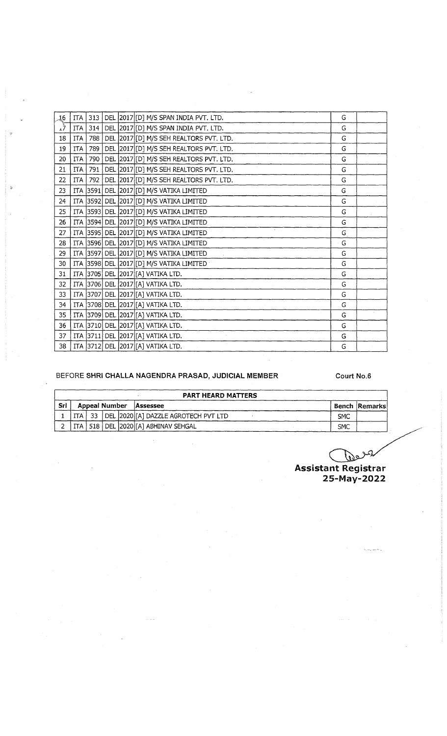| 16 | ITA | 313 | DEL | 2017 | [D] M/S SPAN INDIA PVT. LTD. | G | |
|---|---|---|---|---|---|---|---|
| 17 | ITA | 314 | DEL | 2017 | [D] M/S SPAN INDIA PVT. LTD. | G | |
| 18 | ITA | 788 | DEL | 2017 | [D] M/S SEH REALTORS PVT. LTD. | G | |
| 19 | ITA | 789 | DEL | 2017 | [D] M/S SEH REALTORS PVT. LTD. | G | |
| 20 | ITA | 790 | DEL | 2017 | [D] M/S SEH REALTORS PVT. LTD. | G | |
| 21 | ITA | 791 | DEL | 2017 | [D] M/S SEH REALTORS PVT. LTD. | G | |
| 22 | ITA | 792 | DEL | 2017 | [D] M/S SEH REALTORS PVT. LTD. | G | |
| 23 | ITA | 3591 | DEL | 2017 | [D] M/S VATIKA LIMITED | G | |
| 24 | ITA | 3592 | DEL | 2017 | [D] M/S VATIKA LIMITED | G | |
| 25 | ITA | 3593 | DEL | 2017 | [D] M/S VATIKA LIMITED | G | |
| 26 | ITA | 3594 | DEL | 2017 | [D] M/S VATIKA LIMITED | G | |
| 27 | ITA | 3595 | DEL | 2017 | [D] M/S VATIKA LIMITED | G | |
| 28 | ITA | 3596 | DEL | 2017 | [D] M/S VATIKA LIMITED | G | |
| 29 | ITA | 3597 | DEL | 2017 | [D] M/S VATIKA LIMITED | G | |
| 30 | ITA | 3598 | DEL | 2017 | [D] M/S VATIKA LIMITED | G | |
| 31 | ITA | 3705 | DEL | 2017 | [A] VATIKA LTD. | G | |
| 32 | ITA | 3706 | DEL | 2017 | [A] VATIKA LTD. | G | |
| 33 | ITA | 3707 | DEL | 2017 | [A] VATIKA LTD. | G | |
| 34 | ITA | 3708 | DEL | 2017 | [A] VATIKA LTD. | G | |
| 35 | ITA | 3709 | DEL | 2017 | [A] VATIKA LTD. | G | |
| 36 | ITA | 3710 | DEL | 2017 | [A] VATIKA LTD. | G | |
| 37 | ITA | 3711 | DEL | 2017 | [A] VATIKA LTD. | G | |
| 38 | ITA | 3712 | DEL | 2017 | [A] VATIKA LTD. | G | |

BEFORE **SHRI CHALLA NAGENDRA PRASAD, JUDICIAL MEMBER** **Court No.6**

**PART HEARD MATTERS**

| Srl | Appeal Number | | | | Assessee | Bench | Remarks |
|---|---|---|---|---|---|---|---|
| 1 | ITA | 33 | DEL | 2020 | [A] DAZZLE AGROTECH PVT LTD | SMC | |
| 2 | ITA | 518 | DEL | 2020 | [A] ABHINAV SEHGAL | SMC | |

**Assistant Registrar**
**25-May-2022**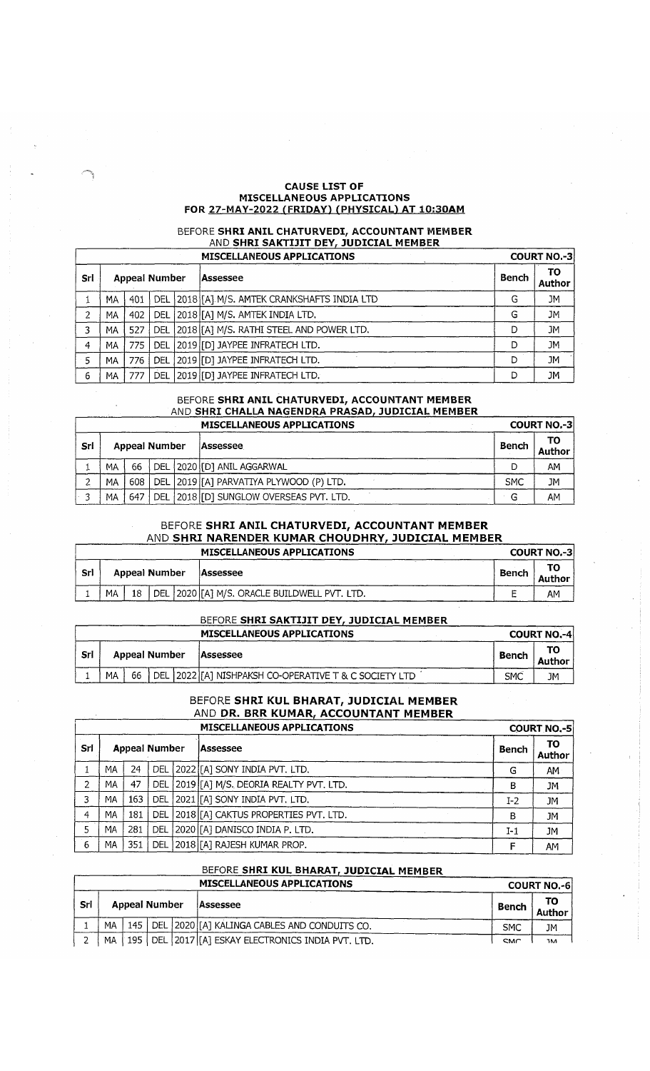**CAUSE LIST OF**
**MISCELLANEOUS APPLICATIONS**
**FOR 27-MAY-2022 (FRIDAY) (PHYSICAL) AT 10:30AM**

BEFORE **SHRI ANIL CHATURVEDI, ACCOUNTANT MEMBER**
AND **SHRI SAKTIJIT DEY, JUDICIAL MEMBER**

| MISCELLANEOUS APPLICATIONS | | | | | | | COURT NO.-3 |
|---|---|---|---|---|---|---|---|
| Srl | Appeal Number | | | | Assessee | Bench | TO Author |
| 1 | MA | 401 | DEL | 2018 | [A] M/S. AMTEK CRANKSHAFTS INDIA LTD | G | JM |
| 2 | MA | 402 | DEL | 2018 | [A] M/S. AMTEK INDIA LTD. | G | JM |
| 3 | MA | 527 | DEL | 2018 | [A] M/S. RATHI STEEL AND POWER LTD. | D | JM |
| 4 | MA | 775 | DEL | 2019 | [D] JAYPEE INFRATECH LTD. | D | JM |
| 5 | MA | 776 | DEL | 2019 | [D] JAYPEE INFRATECH LTD. | D | JM |
| 6 | MA | 777 | DEL | 2019 | [D] JAYPEE INFRATECH LTD. | D | JM |

BEFORE **SHRI ANIL CHATURVEDI, ACCOUNTANT MEMBER**
AND **SHRI CHALLA NAGENDRA PRASAD, JUDICIAL MEMBER**

| MISCELLANEOUS APPLICATIONS | | | | | | | COURT NO.-3 |
|---|---|---|---|---|---|---|---|
| Srl | Appeal Number | | | | Assessee | Bench | TO Author |
| 1 | MA | 66 | DEL | 2020 | [D] ANIL AGGARWAL | D | AM |
| 2 | MA | 608 | DEL | 2019 | [A] PARVATIYA PLYWOOD (P) LTD. | SMC | JM |
| 3 | MA | 647 | DEL | 2018 | [D] SUNGLOW OVERSEAS PVT. LTD. | G | AM |

BEFORE **SHRI ANIL CHATURVEDI, ACCOUNTANT MEMBER**
AND **SHRI NARENDER KUMAR CHOUDHRY, JUDICIAL MEMBER**

| MISCELLANEOUS APPLICATIONS | | | | | | | COURT NO.-3 |
|---|---|---|---|---|---|---|---|
| Srl | Appeal Number | | | | Assessee | Bench | TO Author |
| 1 | MA | 18 | DEL | 2020 | [A] M/S. ORACLE BUILDWELL PVT. LTD. | E | AM |

BEFORE **SHRI SAKTIJIT DEY, JUDICIAL MEMBER**

| MISCELLANEOUS APPLICATIONS | | | | | | | COURT NO.-4 |
|---|---|---|---|---|---|---|---|
| Srl | Appeal Number | | | | Assessee | Bench | TO Author |
| 1 | MA | 66 | DEL | 2022 | [A] NISHPAKSH CO-OPERATIVE T & C SOCIETY LTD | SMC | JM |

BEFORE **SHRI KUL BHARAT, JUDICIAL MEMBER**
AND **DR. BRR KUMAR, ACCOUNTANT MEMBER**

| MISCELLANEOUS APPLICATIONS | | | | | | | COURT NO.-5 |
|---|---|---|---|---|---|---|---|
| Srl | Appeal Number | | | | Assessee | Bench | TO Author |
| 1 | MA | 24 | DEL | 2022 | [A] SONY INDIA PVT. LTD. | G | AM |
| 2 | MA | 47 | DEL | 2019 | [A] M/S. DEORIA REALTY PVT. LTD. | B | JM |
| 3 | MA | 163 | DEL | 2021 | [A] SONY INDIA PVT. LTD. | I-2 | JM |
| 4 | MA | 181 | DEL | 2018 | [A] CAKTUS PROPERTIES PVT. LTD. | B | JM |
| 5 | MA | 281 | DEL | 2020 | [A] DANISCO INDIA P. LTD. | I-1 | JM |
| 6 | MA | 351 | DEL | 2018 | [A] RAJESH KUMAR PROP. | F | AM |

BEFORE **SHRI KUL BHARAT, JUDICIAL MEMBER**

| MISCELLANEOUS APPLICATIONS | | | | | | | COURT NO.-6 |
|---|---|---|---|---|---|---|---|
| Srl | Appeal Number | | | | Assessee | Bench | TO Author |
| 1 | MA | 145 | DEL | 2020 | [A] KALINGA CABLES AND CONDUITS CO. | SMC | JM |
| 2 | MA | 195 | DEL | 2017 | [A] ESKAY ELECTRONICS INDIA PVT. LTD. | SMC | JM |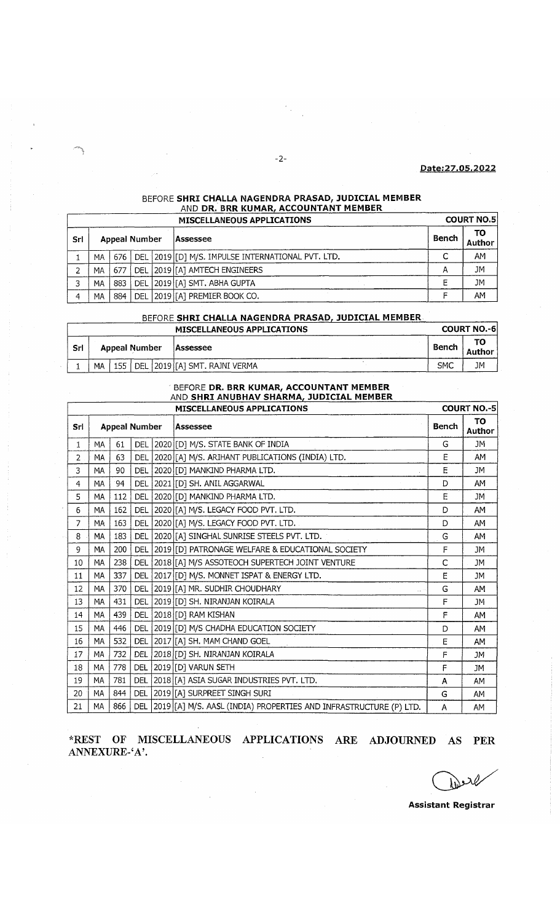**Date:27.05.2022**

BEFORE **SHRI CHALLA NAGENDRA PRASAD, JUDICIAL MEMBER** AND **DR. BRR KUMAR, ACCOUNTANT MEMBER**

| MISCELLANEOUS APPLICATIONS | | | | | | | COURT NO.5 |
|---|---|---|---|---|---|---|---|
| Srl | Appeal Number | | | | Assessee | Bench | TO Author |
| 1 | MA | 676 | DEL | 2019 | [D] M/S. IMPULSE INTERNATIONAL PVT. LTD. | C | AM |
| 2 | MA | 677 | DEL | 2019 | [A] AMTECH ENGINEERS | A | JM |
| 3 | MA | 883 | DEL | 2019 | [A] SMT. ABHA GUPTA | E | JM |
| 4 | MA | 884 | DEL | 2019 | [A] PREMIER BOOK CO. | F | AM |

BEFORE **SHRI CHALLA NAGENDRA PRASAD, JUDICIAL MEMBER**

| MISCELLANEOUS APPLICATIONS | | | | | | | COURT NO.-6 |
|---|---|---|---|---|---|---|---|
| Srl | Appeal Number | | | | Assessee | Bench | TO Author |
| 1 | MA | 155 | DEL | 2019 | [A] SMT. RAJNI VERMA | SMC | JM |

BEFORE **DR. BRR KUMAR, ACCOUNTANT MEMBER** AND **SHRI ANUBHAV SHARMA, JUDICIAL MEMBER**

| MISCELLANEOUS APPLICATIONS | | | | | | | COURT NO.-5 |
|---|---|---|---|---|---|---|---|
| Srl | Appeal Number | | | | Assessee | Bench | TO Author |
| 1 | MA | 61 | DEL | 2020 | [D] M/S. STATE BANK OF INDIA | G | JM |
| 2 | MA | 63 | DEL | 2020 | [A] M/S. ARIHANT PUBLICATIONS (INDIA) LTD. | E | AM |
| 3 | MA | 90 | DEL | 2020 | [D] MANKIND PHARMA LTD. | E | JM |
| 4 | MA | 94 | DEL | 2021 | [D] SH. ANIL AGGARWAL | D | AM |
| 5 | MA | 112 | DEL | 2020 | [D] MANKIND PHARMA LTD. | E | JM |
| 6 | MA | 162 | DEL | 2020 | [A] M/S. LEGACY FOOD PVT. LTD. | D | AM |
| 7 | MA | 163 | DEL | 2020 | [A] M/S. LEGACY FOOD PVT. LTD. | D | AM |
| 8 | MA | 183 | DEL | 2020 | [A] SINGHAL SUNRISE STEELS PVT. LTD. | G | AM |
| 9 | MA | 200 | DEL | 2019 | [D] PATRONAGE WELFARE & EDUCATIONAL SOCIETY | F | JM |
| 10 | MA | 238 | DEL | 2018 | [A] M/S ASSOTEOCH SUPERTECH JOINT VENTURE | C | JM |
| 11 | MA | 337 | DEL | 2017 | [D] M/S. MONNET ISPAT & ENERGY LTD. | E | JM |
| 12 | MA | 370 | DEL | 2019 | [A] MR. SUDHIR CHOUDHARY | G | AM |
| 13 | MA | 431 | DEL | 2019 | [D] SH. NIRANJAN KOIRALA | F | JM |
| 14 | MA | 439 | DEL | 2018 | [D] RAM KISHAN | F | AM |
| 15 | MA | 446 | DEL | 2019 | [D] M/S CHADHA EDUCATION SOCIETY | D | AM |
| 16 | MA | 532 | DEL | 2017 | [A] SH. MAM CHAND GOEL | E | AM |
| 17 | MA | 732 | DEL | 2018 | [D] SH. NIRANJAN KOIRALA | F | JM |
| 18 | MA | 778 | DEL | 2019 | [D] VARUN SETH | F | JM |
| 19 | MA | 781 | DEL | 2018 | [A] ASIA SUGAR INDUSTRIES PVT. LTD. | A | AM |
| 20 | MA | 844 | DEL | 2019 | [A] SURPREET SINGH SURI | G | AM |
| 21 | MA | 866 | DEL | 2019 | [A] M/S. AASL (INDIA) PROPERTIES AND INFRASTRUCTURE (P) LTD. | A | AM |

**\*REST OF MISCELLANEOUS APPLICATIONS ARE ADJOURNED AS PER ANNEXURE-'A'.**

**Assistant Registrar**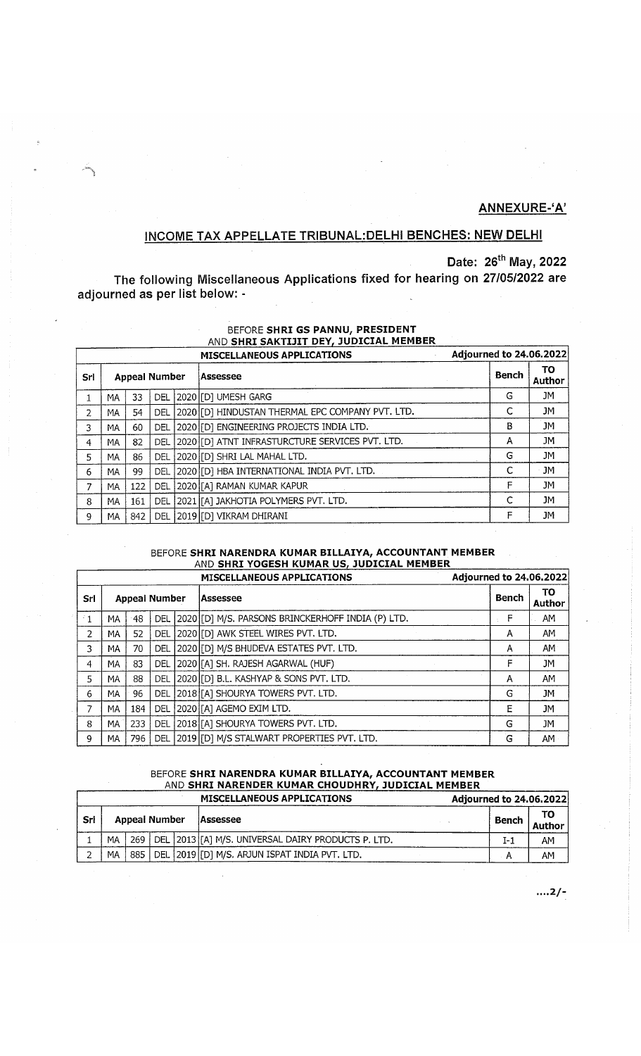**ANNEXURE-'A'**

## INCOME TAX APPELLATE TRIBUNAL:DELHI BENCHES: NEW DELHI

**Date: 26th May, 2022**

**The following Miscellaneous Applications fixed for hearing on 27/05/2022 are adjourned as per list below: -**

BEFORE **SHRI GS PANNU, PRESIDENT**
AND **SHRI SAKTIJIT DEY, JUDICIAL MEMBER**

| | | | | | MISCELLANEOUS APPLICATIONS | Adjourned to 24.06.2022 | |
|---|---|---|---|---|---|---|---|
| **Srl** | **Appeal Number** | | | | **Assessee** | **Bench** | **TO Author** |
| 1 | MA | 33 | DEL | 2020 | [D] UMESH GARG | G | JM |
| 2 | MA | 54 | DEL | 2020 | [D] HINDUSTAN THERMAL EPC COMPANY PVT. LTD. | C | JM |
| 3 | MA | 60 | DEL | 2020 | [D] ENGINEERING PROJECTS INDIA LTD. | B | JM |
| 4 | MA | 82 | DEL | 2020 | [D] ATNT INFRASTURCTURE SERVICES PVT. LTD. | A | JM |
| 5 | MA | 86 | DEL | 2020 | [D] SHRI LAL MAHAL LTD. | G | JM |
| 6 | MA | 99 | DEL | 2020 | [D] HBA INTERNATIONAL INDIA PVT. LTD. | C | JM |
| 7 | MA | 122 | DEL | 2020 | [A] RAMAN KUMAR KAPUR | F | JM |
| 8 | MA | 161 | DEL | 2021 | [A] JAKHOTIA POLYMERS PVT. LTD. | C | JM |
| 9 | MA | 842 | DEL | 2019 | [D] VIKRAM DHIRANI | F | JM |

BEFORE **SHRI NARENDRA KUMAR BILLAIYA, ACCOUNTANT MEMBER**
AND **SHRI YOGESH KUMAR US, JUDICIAL MEMBER**

| | | | | | MISCELLANEOUS APPLICATIONS | Adjourned to 24.06.2022 | |
|---|---|---|---|---|---|---|---|
| **Srl** | **Appeal Number** | | | | **Assessee** | **Bench** | **TO Author** |
| 1 | MA | 48 | DEL | 2020 | [D] M/S. PARSONS BRINCKERHOFF INDIA (P) LTD. | F | AM |
| 2 | MA | 52 | DEL | 2020 | [D] AWK STEEL WIRES PVT. LTD. | A | AM |
| 3 | MA | 70 | DEL | 2020 | [D] M/S BHUDEVA ESTATES PVT. LTD. | A | AM |
| 4 | MA | 83 | DEL | 2020 | [A] SH. RAJESH AGARWAL (HUF) | F | JM |
| 5 | MA | 88 | DEL | 2020 | [D] B.L. KASHYAP & SONS PVT. LTD. | A | AM |
| 6 | MA | 96 | DEL | 2018 | [A] SHOURYA TOWERS PVT. LTD. | G | JM |
| 7 | MA | 184 | DEL | 2020 | [A] AGEMO EXIM LTD. | E | JM |
| 8 | MA | 233 | DEL | 2018 | [A] SHOURYA TOWERS PVT. LTD. | G | JM |
| 9 | MA | 796 | DEL | 2019 | [D] M/S STALWART PROPERTIES PVT. LTD. | G | AM |

BEFORE **SHRI NARENDRA KUMAR BILLAIYA, ACCOUNTANT MEMBER**
AND **SHRI NARENDER KUMAR CHOUDHRY, JUDICIAL MEMBER**

| | | | | | MISCELLANEOUS APPLICATIONS | Adjourned to 24.06.2022 | |
|---|---|---|---|---|---|---|---|
| **Srl** | **Appeal Number** | | | | **Assessee** | **Bench** | **TO Author** |
| 1 | MA | 269 | DEL | 2013 | [A] M/S. UNIVERSAL DAIRY PRODUCTS P. LTD. | I-1 | AM |
| 2 | MA | 885 | DEL | 2019 | [D] M/S. ARJUN ISPAT INDIA PVT. LTD. | A | AM |

....2/-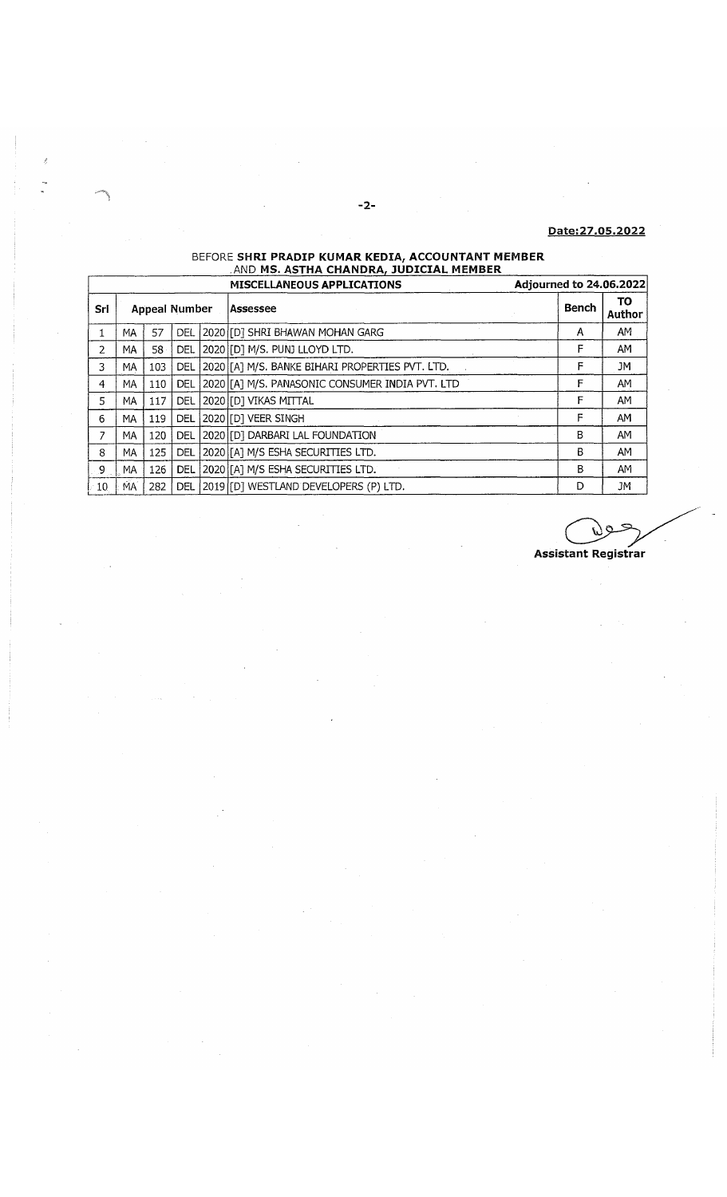**Date:27.05.2022**

BEFORE **SHRI PRADIP KUMAR KEDIA, ACCOUNTANT MEMBER**
AND **MS. ASTHA CHANDRA, JUDICIAL MEMBER**

| | | | | | | | |
|---|---|---|---|---|---|---|---|
| | | | | | **MISCELLANEOUS APPLICATIONS** | **Adjourned to 24.06.2022** | |
| **Srl** | **Appeal Number** | | | | **Assessee** | **Bench** | **TO Author** |
| 1 | MA | 57 | DEL | 2020 | [D] SHRI BHAWAN MOHAN GARG | A | AM |
| 2 | MA | 58 | DEL | 2020 | [D] M/S. PUNJ LLOYD LTD. | F | AM |
| 3 | MA | 103 | DEL | 2020 | [A] M/S. BANKE BIHARI PROPERTIES PVT. LTD. | F | JM |
| 4 | MA | 110 | DEL | 2020 | [A] M/S. PANASONIC CONSUMER INDIA PVT. LTD | F | AM |
| 5 | MA | 117 | DEL | 2020 | [D] VIKAS MITTAL | F | AM |
| 6 | MA | 119 | DEL | 2020 | [D] VEER SINGH | F | AM |
| 7 | MA | 120 | DEL | 2020 | [D] DARBARI LAL FOUNDATION | B | AM |
| 8 | MA | 125 | DEL | 2020 | [A] M/S ESHA SECURITIES LTD. | B | AM |
| 9 | MA | 126 | DEL | 2020 | [A] M/S ESHA SECURITIES LTD. | B | AM |
| 10 | MA | 282 | DEL | 2019 | [D] WESTLAND DEVELOPERS (P) LTD. | D | JM |

**Assistant Registrar**